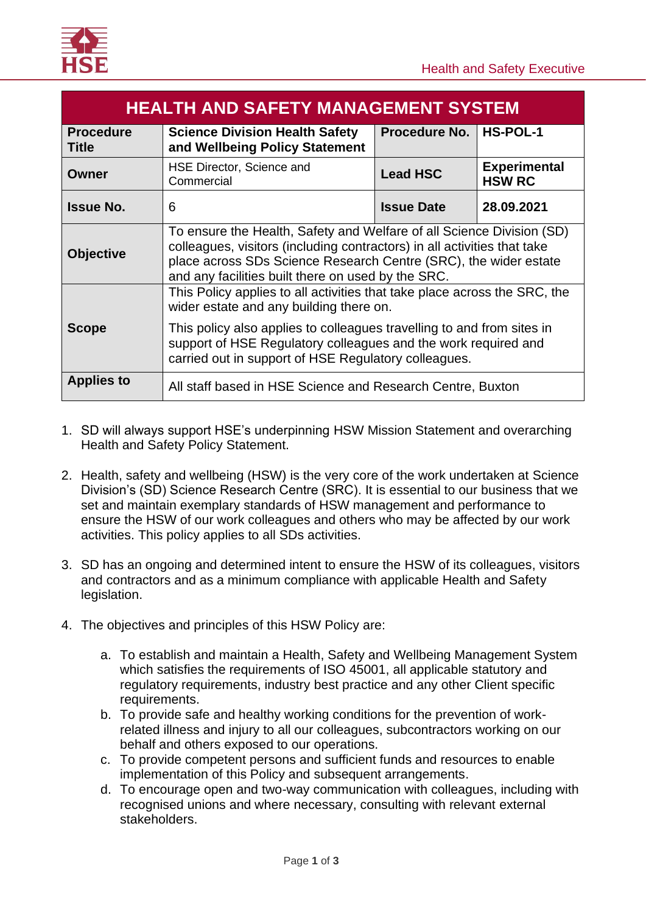| HEALTH AND SAFETY MANAGEMENT SYSTEM | | | |
|---|---|---|---|
| **Procedure Title** | **Science Division Health Safety and Wellbeing Policy Statement** | **Procedure No.** | **HS-POL-1** |
| **Owner** | HSE Director, Science and Commercial | **Lead HSC** | **Experimental HSW RC** |
| **Issue No.** | 6 | **Issue Date** | **28.09.2021** |
| **Objective** | To ensure the Health, Safety and Welfare of all Science Division (SD) colleagues, visitors (including contractors) in all activities that take place across SDs Science Research Centre (SRC), the wider estate and any facilities built there on used by the SRC. | | |
| **Scope** | This Policy applies to all activities that take place across the SRC, the wider estate and any building there on.<br><br>This policy also applies to colleagues travelling to and from sites in support of HSE Regulatory colleagues and the work required and carried out in support of HSE Regulatory colleagues. | | |
| **Applies to** | All staff based in HSE Science and Research Centre, Buxton | | |

1. SD will always support HSE's underpinning HSW Mission Statement and overarching Health and Safety Policy Statement.

2. Health, safety and wellbeing (HSW) is the very core of the work undertaken at Science Division's (SD) Science Research Centre (SRC). It is essential to our business that we set and maintain exemplary standards of HSW management and performance to ensure the HSW of our work colleagues and others who may be affected by our work activities. This policy applies to all SDs activities.

3. SD has an ongoing and determined intent to ensure the HSW of its colleagues, visitors and contractors and as a minimum compliance with applicable Health and Safety legislation.

4. The objectives and principles of this HSW Policy are:

   a. To establish and maintain a Health, Safety and Wellbeing Management System which satisfies the requirements of ISO 45001, all applicable statutory and regulatory requirements, industry best practice and any other Client specific requirements.
   b. To provide safe and healthy working conditions for the prevention of work-related illness and injury to all our colleagues, subcontractors working on our behalf and others exposed to our operations.
   c. To provide competent persons and sufficient funds and resources to enable implementation of this Policy and subsequent arrangements.
   d. To encourage open and two-way communication with colleagues, including with recognised unions and where necessary, consulting with relevant external stakeholders.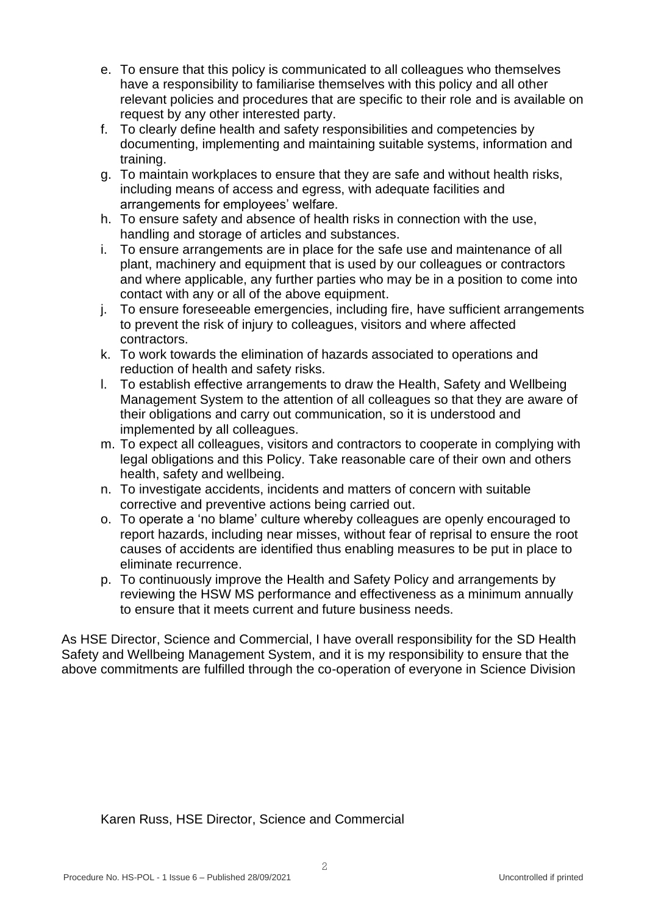e. To ensure that this policy is communicated to all colleagues who themselves have a responsibility to familiarise themselves with this policy and all other relevant policies and procedures that are specific to their role and is available on request by any other interested party.
f. To clearly define health and safety responsibilities and competencies by documenting, implementing and maintaining suitable systems, information and training.
g. To maintain workplaces to ensure that they are safe and without health risks, including means of access and egress, with adequate facilities and arrangements for employees' welfare.
h. To ensure safety and absence of health risks in connection with the use, handling and storage of articles and substances.
i. To ensure arrangements are in place for the safe use and maintenance of all plant, machinery and equipment that is used by our colleagues or contractors and where applicable, any further parties who may be in a position to come into contact with any or all of the above equipment.
j. To ensure foreseeable emergencies, including fire, have sufficient arrangements to prevent the risk of injury to colleagues, visitors and where affected contractors.
k. To work towards the elimination of hazards associated to operations and reduction of health and safety risks.
l. To establish effective arrangements to draw the Health, Safety and Wellbeing Management System to the attention of all colleagues so that they are aware of their obligations and carry out communication, so it is understood and implemented by all colleagues.
m. To expect all colleagues, visitors and contractors to cooperate in complying with legal obligations and this Policy. Take reasonable care of their own and others health, safety and wellbeing.
n. To investigate accidents, incidents and matters of concern with suitable corrective and preventive actions being carried out.
o. To operate a 'no blame' culture whereby colleagues are openly encouraged to report hazards, including near misses, without fear of reprisal to ensure the root causes of accidents are identified thus enabling measures to be put in place to eliminate recurrence.
p. To continuously improve the Health and Safety Policy and arrangements by reviewing the HSW MS performance and effectiveness as a minimum annually to ensure that it meets current and future business needs.

As HSE Director, Science and Commercial, I have overall responsibility for the SD Health Safety and Wellbeing Management System, and it is my responsibility to ensure that the above commitments are fulfilled through the co-operation of everyone in Science Division

Karen Russ, HSE Director, Science and Commercial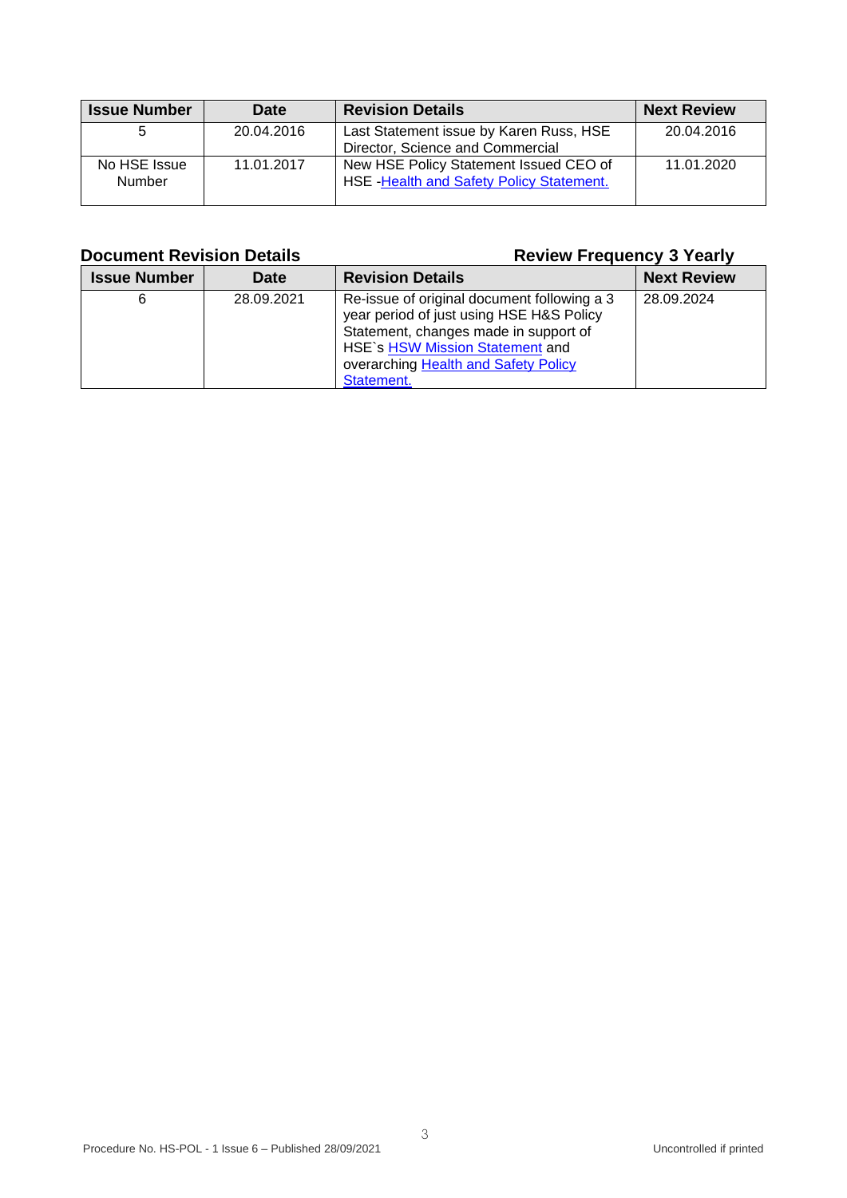| Issue Number | Date | Revision Details | Next Review |
| --- | --- | --- | --- |
| 5 | 20.04.2016 | Last Statement issue by Karen Russ, HSE Director, Science and Commercial | 20.04.2016 |
| No HSE Issue Number | 11.01.2017 | New HSE Policy Statement Issued CEO of HSE -Health and Safety Policy Statement. | 11.01.2020 |

**Document Revision Details** **Review Frequency 3 Yearly**

| Issue Number | Date | Revision Details | Next Review |
| --- | --- | --- | --- |
| 6 | 28.09.2021 | Re-issue of original document following a 3 year period of just using HSE H&S Policy Statement, changes made in support of HSE`s HSW Mission Statement and overarching Health and Safety Policy Statement. | 28.09.2024 |

Procedure No. HS-POL - 1 Issue 6 – Published 28/09/2021 Uncontrolled if printed